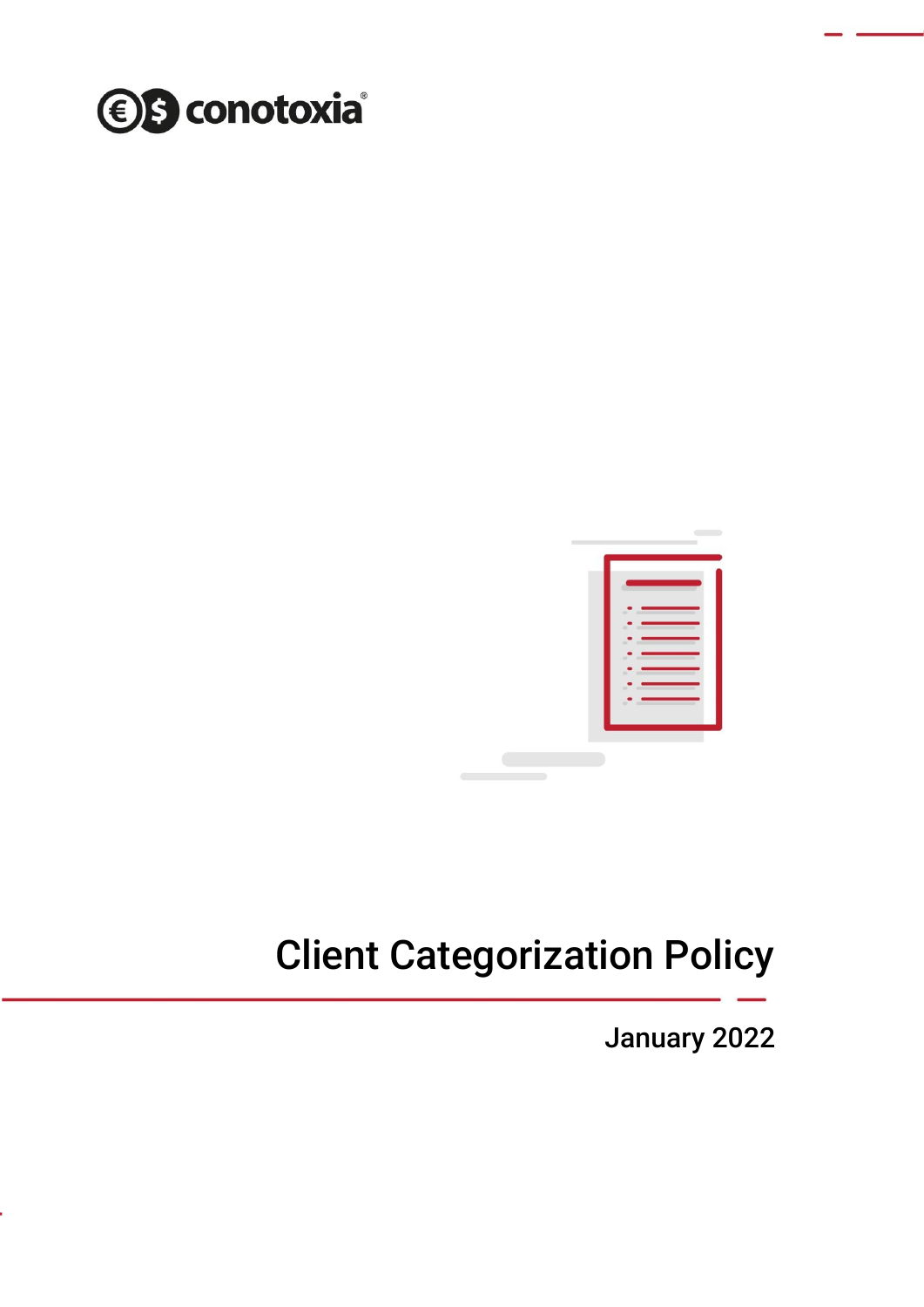conotoxia

# Client Categorization Policy

January 2022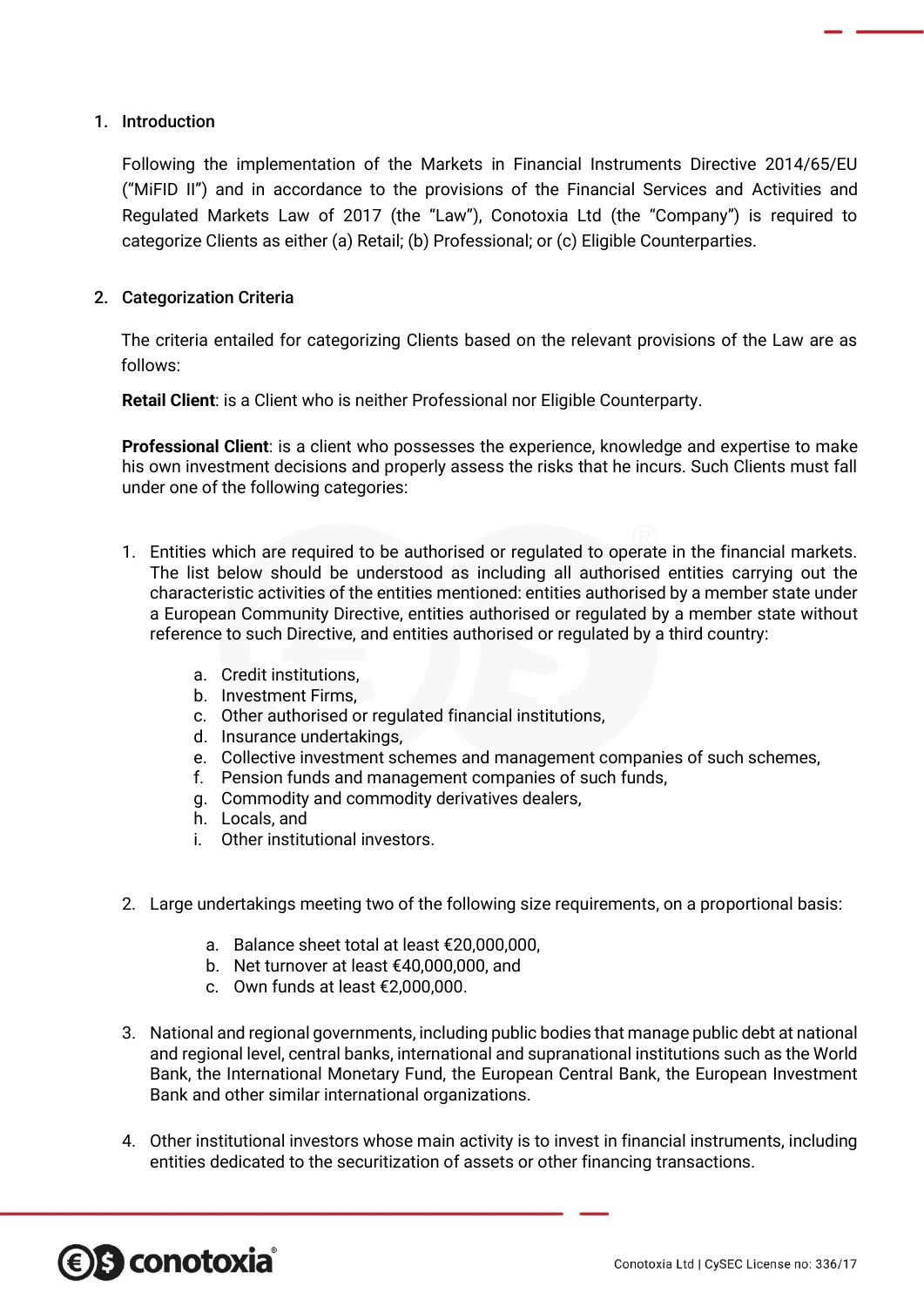## 1. Introduction

Following the implementation of the Markets in Financial Instruments Directive 2014/65/EU ("MiFID II") and in accordance to the provisions of the Financial Services and Activities and Regulated Markets Law of 2017 (the "Law"), Conotoxia Ltd (the "Company") is required to categorize Clients as either (a) Retail; (b) Professional; or (c) Eligible Counterparties.

## 2. Categorization Criteria

The criteria entailed for categorizing Clients based on the relevant provisions of the Law are as follows:

**Retail Client**: is a Client who is neither Professional nor Eligible Counterparty.

**Professional Client**: is a client who possesses the experience, knowledge and expertise to make his own investment decisions and properly assess the risks that he incurs. Such Clients must fall under one of the following categories:

1. Entities which are required to be authorised or regulated to operate in the financial markets. The list below should be understood as including all authorised entities carrying out the characteristic activities of the entities mentioned: entities authorised by a member state under a European Community Directive, entities authorised or regulated by a member state without reference to such Directive, and entities authorised or regulated by a third country:

   a. Credit institutions,
   b. Investment Firms,
   c. Other authorised or regulated financial institutions,
   d. Insurance undertakings,
   e. Collective investment schemes and management companies of such schemes,
   f. Pension funds and management companies of such funds,
   g. Commodity and commodity derivatives dealers,
   h. Locals, and
   i. Other institutional investors.

2. Large undertakings meeting two of the following size requirements, on a proportional basis:

   a. Balance sheet total at least €20,000,000,
   b. Net turnover at least €40,000,000, and
   c. Own funds at least €2,000,000.

3. National and regional governments, including public bodies that manage public debt at national and regional level, central banks, international and supranational institutions such as the World Bank, the International Monetary Fund, the European Central Bank, the European Investment Bank and other similar international organizations.

4. Other institutional investors whose main activity is to invest in financial instruments, including entities dedicated to the securitization of assets or other financing transactions.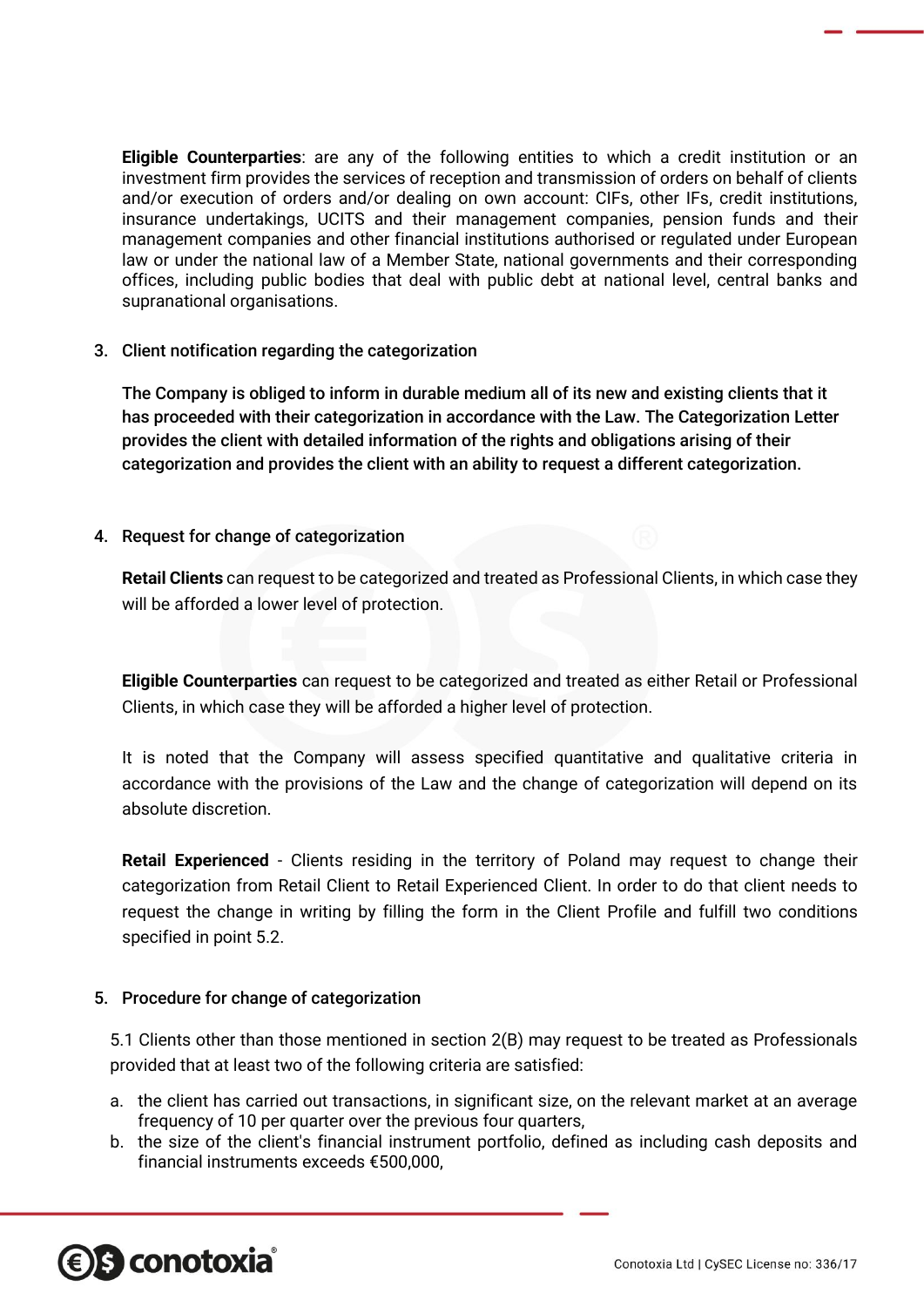**Eligible Counterparties**: are any of the following entities to which a credit institution or an investment firm provides the services of reception and transmission of orders on behalf of clients and/or execution of orders and/or dealing on own account: CIFs, other IFs, credit institutions, insurance undertakings, UCITS and their management companies, pension funds and their management companies and other financial institutions authorised or regulated under European law or under the national law of a Member State, national governments and their corresponding offices, including public bodies that deal with public debt at national level, central banks and supranational organisations.

## 3. Client notification regarding the categorization

**The Company is obliged to inform in durable medium all of its new and existing clients that it has proceeded with their categorization in accordance with the Law. The Categorization Letter provides the client with detailed information of the rights and obligations arising of their categorization and provides the client with an ability to request a different categorization.**

## 4. Request for change of categorization

**Retail Clients** can request to be categorized and treated as Professional Clients, in which case they will be afforded a lower level of protection.

**Eligible Counterparties** can request to be categorized and treated as either Retail or Professional Clients, in which case they will be afforded a higher level of protection.

It is noted that the Company will assess specified quantitative and qualitative criteria in accordance with the provisions of the Law and the change of categorization will depend on its absolute discretion.

**Retail Experienced** - Clients residing in the territory of Poland may request to change their categorization from Retail Client to Retail Experienced Client. In order to do that client needs to request the change in writing by filling the form in the Client Profile and fulfill two conditions specified in point 5.2.

## 5. Procedure for change of categorization

5.1 Clients other than those mentioned in section 2(B) may request to be treated as Professionals provided that at least two of the following criteria are satisfied:

a. the client has carried out transactions, in significant size, on the relevant market at an average frequency of 10 per quarter over the previous four quarters,
b. the size of the client's financial instrument portfolio, defined as including cash deposits and financial instruments exceeds €500,000,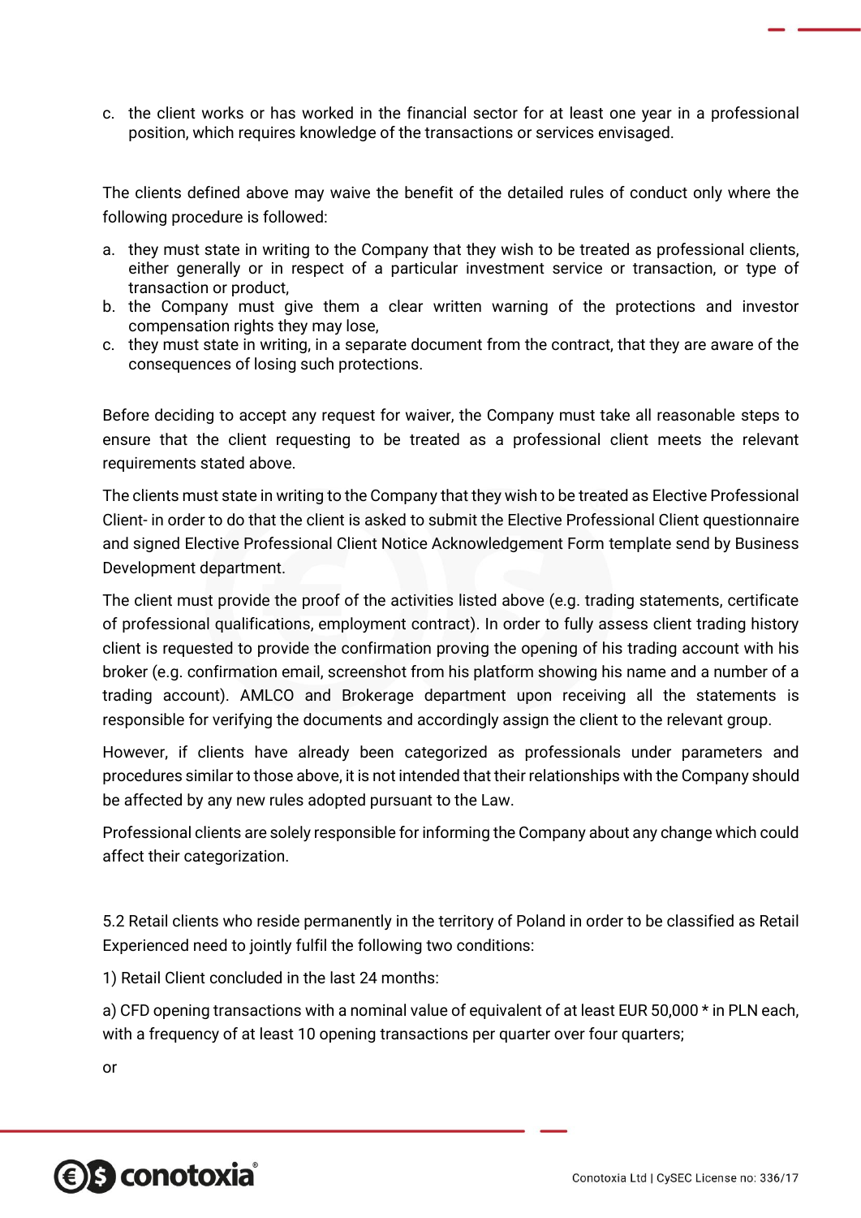c. the client works or has worked in the financial sector for at least one year in a professional position, which requires knowledge of the transactions or services envisaged.

The clients defined above may waive the benefit of the detailed rules of conduct only where the following procedure is followed:

a. they must state in writing to the Company that they wish to be treated as professional clients, either generally or in respect of a particular investment service or transaction, or type of transaction or product,
b. the Company must give them a clear written warning of the protections and investor compensation rights they may lose,
c. they must state in writing, in a separate document from the contract, that they are aware of the consequences of losing such protections.

Before deciding to accept any request for waiver, the Company must take all reasonable steps to ensure that the client requesting to be treated as a professional client meets the relevant requirements stated above.

The clients must state in writing to the Company that they wish to be treated as Elective Professional Client- in order to do that the client is asked to submit the Elective Professional Client questionnaire and signed Elective Professional Client Notice Acknowledgement Form template send by Business Development department.

The client must provide the proof of the activities listed above (e.g. trading statements, certificate of professional qualifications, employment contract). In order to fully assess client trading history client is requested to provide the confirmation proving the opening of his trading account with his broker (e.g. confirmation email, screenshot from his platform showing his name and a number of a trading account). AMLCO and Brokerage department upon receiving all the statements is responsible for verifying the documents and accordingly assign the client to the relevant group.

However, if clients have already been categorized as professionals under parameters and procedures similar to those above, it is not intended that their relationships with the Company should be affected by any new rules adopted pursuant to the Law.

Professional clients are solely responsible for informing the Company about any change which could affect their categorization.

5.2 Retail clients who reside permanently in the territory of Poland in order to be classified as Retail Experienced need to jointly fulfil the following two conditions:

1) Retail Client concluded in the last 24 months:

a) CFD opening transactions with a nominal value of equivalent of at least EUR 50,000 * in PLN each, with a frequency of at least 10 opening transactions per quarter over four quarters;

or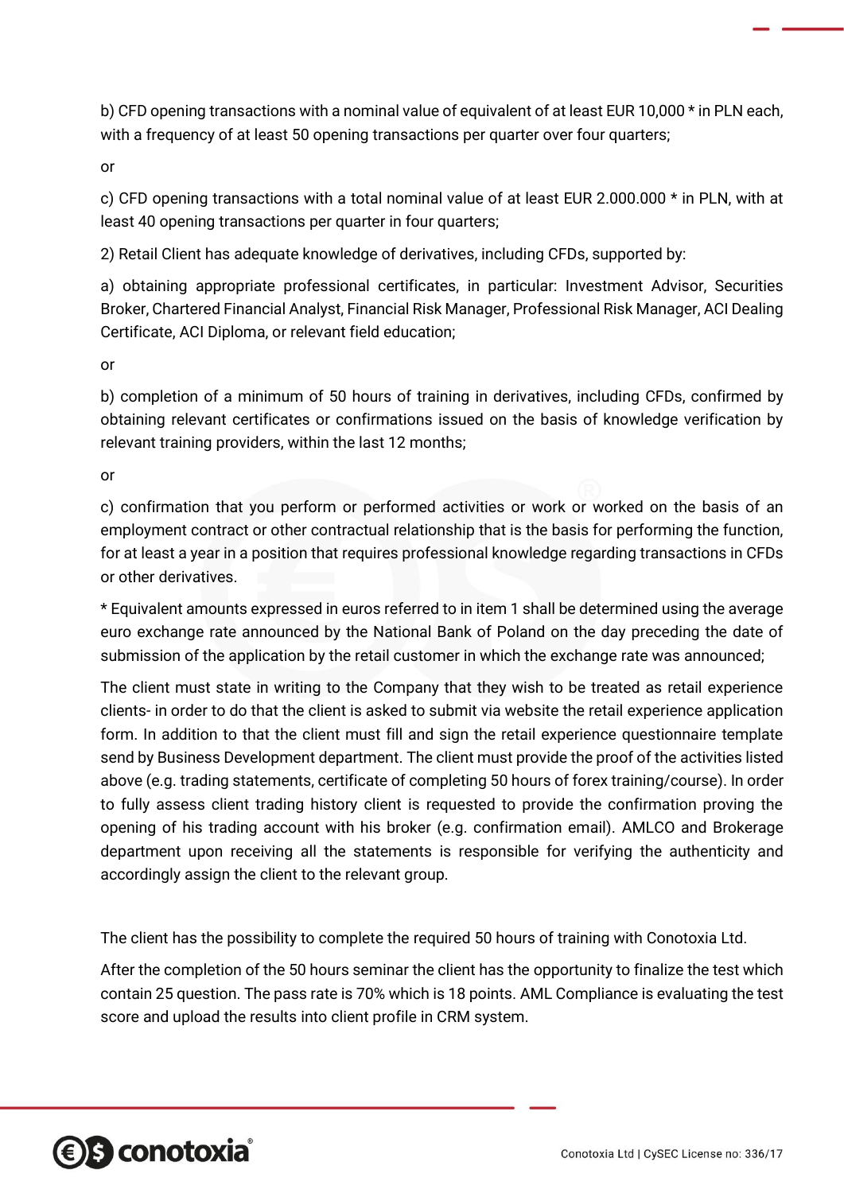b) CFD opening transactions with a nominal value of equivalent of at least EUR 10,000 * in PLN each, with a frequency of at least 50 opening transactions per quarter over four quarters;

or

c) CFD opening transactions with a total nominal value of at least EUR 2.000.000 * in PLN, with at least 40 opening transactions per quarter in four quarters;

2) Retail Client has adequate knowledge of derivatives, including CFDs, supported by:

a) obtaining appropriate professional certificates, in particular: Investment Advisor, Securities Broker, Chartered Financial Analyst, Financial Risk Manager, Professional Risk Manager, ACI Dealing Certificate, ACI Diploma, or relevant field education;

or

b) completion of a minimum of 50 hours of training in derivatives, including CFDs, confirmed by obtaining relevant certificates or confirmations issued on the basis of knowledge verification by relevant training providers, within the last 12 months;

or

c) confirmation that you perform or performed activities or work or worked on the basis of an employment contract or other contractual relationship that is the basis for performing the function, for at least a year in a position that requires professional knowledge regarding transactions in CFDs or other derivatives.

* Equivalent amounts expressed in euros referred to in item 1 shall be determined using the average euro exchange rate announced by the National Bank of Poland on the day preceding the date of submission of the application by the retail customer in which the exchange rate was announced;

The client must state in writing to the Company that they wish to be treated as retail experience clients- in order to do that the client is asked to submit via website the retail experience application form. In addition to that the client must fill and sign the retail experience questionnaire template send by Business Development department. The client must provide the proof of the activities listed above (e.g. trading statements, certificate of completing 50 hours of forex training/course). In order to fully assess client trading history client is requested to provide the confirmation proving the opening of his trading account with his broker (e.g. confirmation email). AMLCO and Brokerage department upon receiving all the statements is responsible for verifying the authenticity and accordingly assign the client to the relevant group.

The client has the possibility to complete the required 50 hours of training with Conotoxia Ltd.

After the completion of the 50 hours seminar the client has the opportunity to finalize the test which contain 25 question. The pass rate is 70% which is 18 points. AML Compliance is evaluating the test score and upload the results into client profile in CRM system.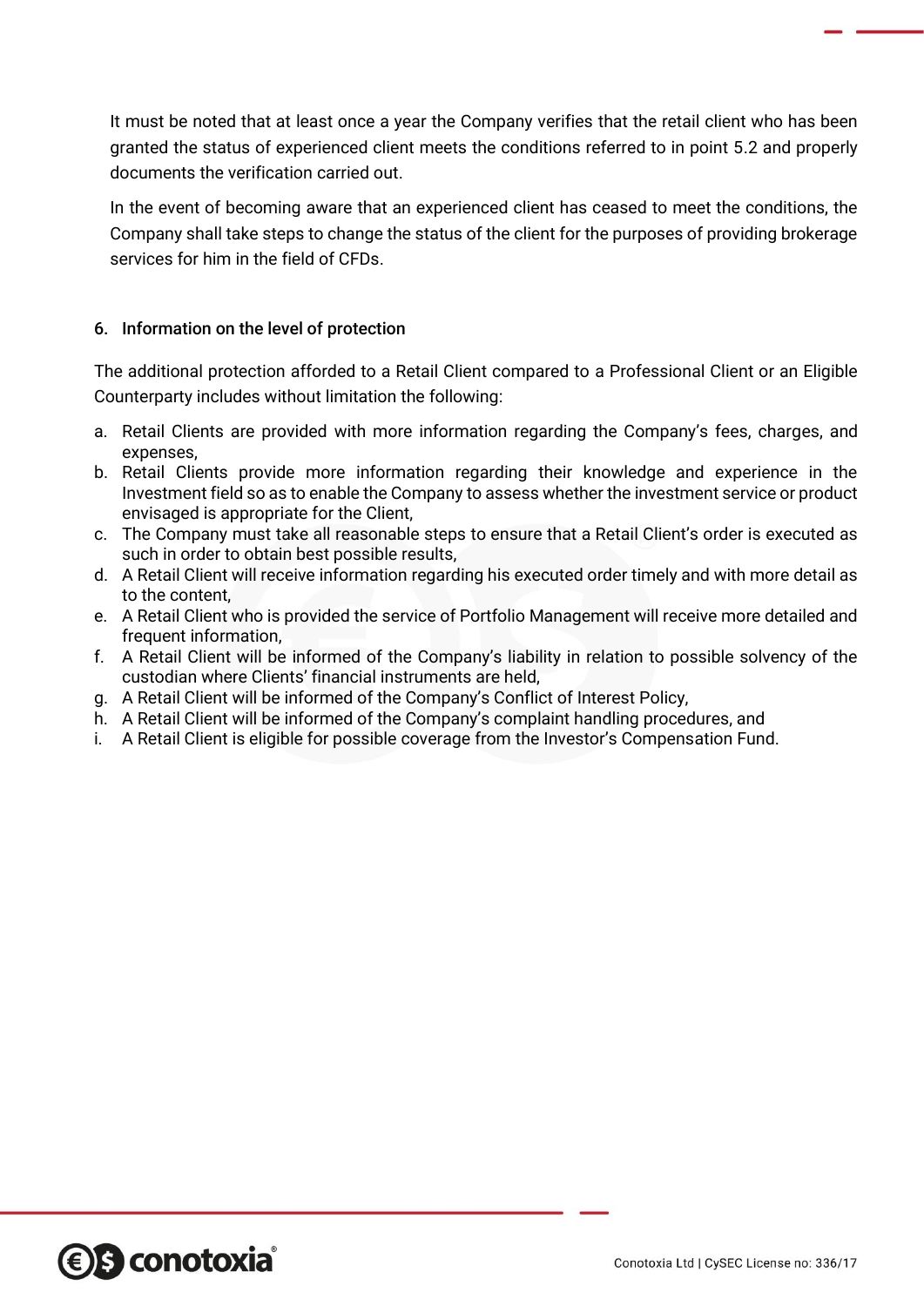It must be noted that at least once a year the Company verifies that the retail client who has been granted the status of experienced client meets the conditions referred to in point 5.2 and properly documents the verification carried out.

In the event of becoming aware that an experienced client has ceased to meet the conditions, the Company shall take steps to change the status of the client for the purposes of providing brokerage services for him in the field of CFDs.

## 6. Information on the level of protection

The additional protection afforded to a Retail Client compared to a Professional Client or an Eligible Counterparty includes without limitation the following:

a. Retail Clients are provided with more information regarding the Company's fees, charges, and expenses,
b. Retail Clients provide more information regarding their knowledge and experience in the Investment field so as to enable the Company to assess whether the investment service or product envisaged is appropriate for the Client,
c. The Company must take all reasonable steps to ensure that a Retail Client's order is executed as such in order to obtain best possible results,
d. A Retail Client will receive information regarding his executed order timely and with more detail as to the content,
e. A Retail Client who is provided the service of Portfolio Management will receive more detailed and frequent information,
f. A Retail Client will be informed of the Company's liability in relation to possible solvency of the custodian where Clients' financial instruments are held,
g. A Retail Client will be informed of the Company's Conflict of Interest Policy,
h. A Retail Client will be informed of the Company's complaint handling procedures, and
i. A Retail Client is eligible for possible coverage from the Investor's Compensation Fund.